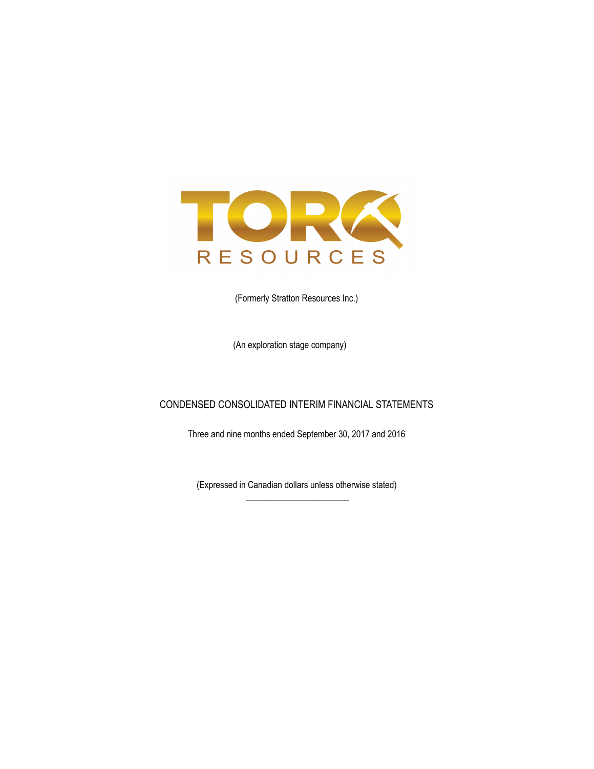TORQ RESOURCES

(Formerly Stratton Resources Inc.)

(An exploration stage company)

# CONDENSED CONSOLIDATED INTERIM FINANCIAL STATEMENTS

Three and nine months ended September 30, 2017 and 2016

(Expressed in Canadian dollars unless otherwise stated)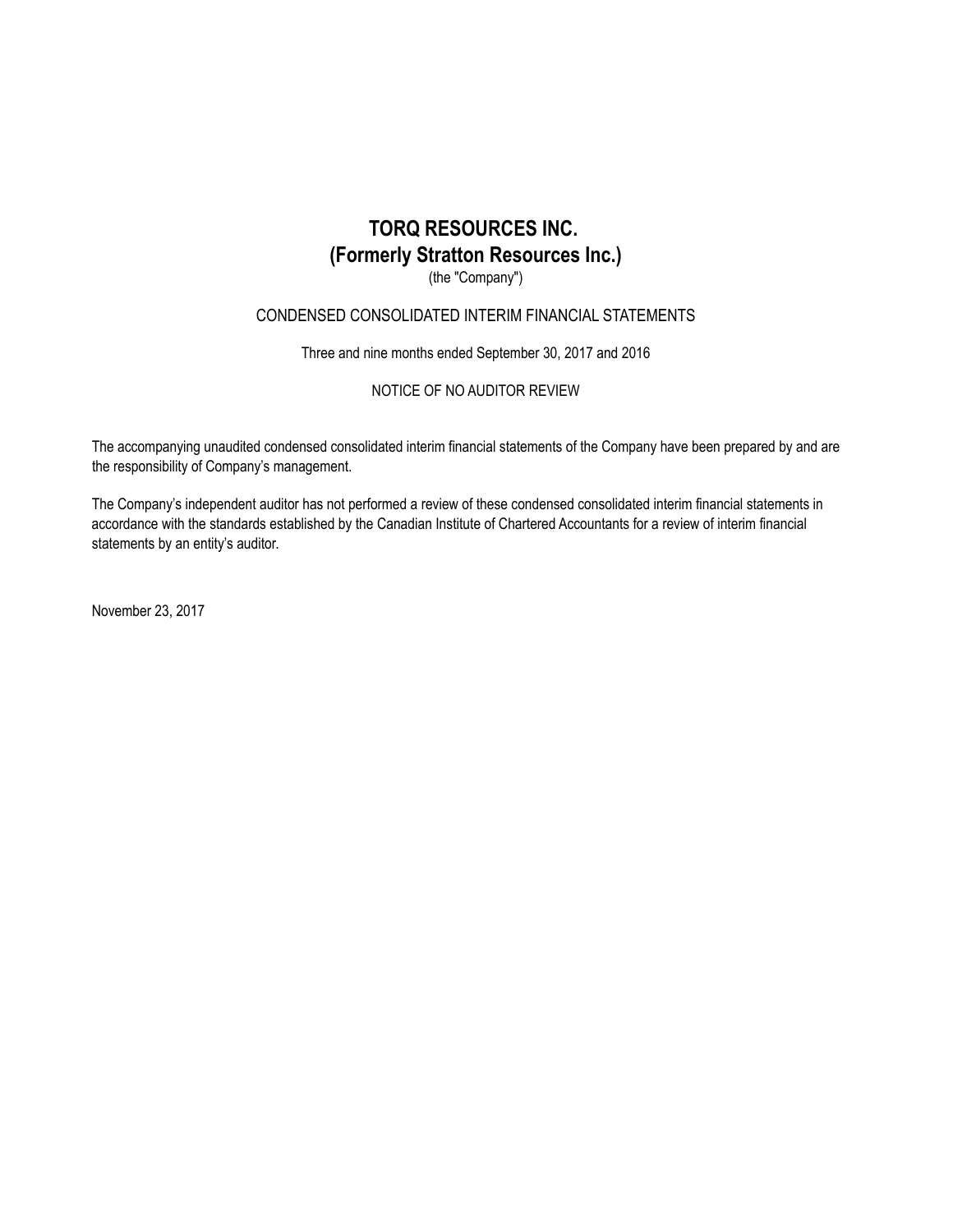# TORQ RESOURCES INC.
# (Formerly Stratton Resources Inc.)

(the "Company")

CONDENSED CONSOLIDATED INTERIM FINANCIAL STATEMENTS

Three and nine months ended September 30, 2017 and 2016

NOTICE OF NO AUDITOR REVIEW

The accompanying unaudited condensed consolidated interim financial statements of the Company have been prepared by and are the responsibility of Company's management.

The Company's independent auditor has not performed a review of these condensed consolidated interim financial statements in accordance with the standards established by the Canadian Institute of Chartered Accountants for a review of interim financial statements by an entity's auditor.

November 23, 2017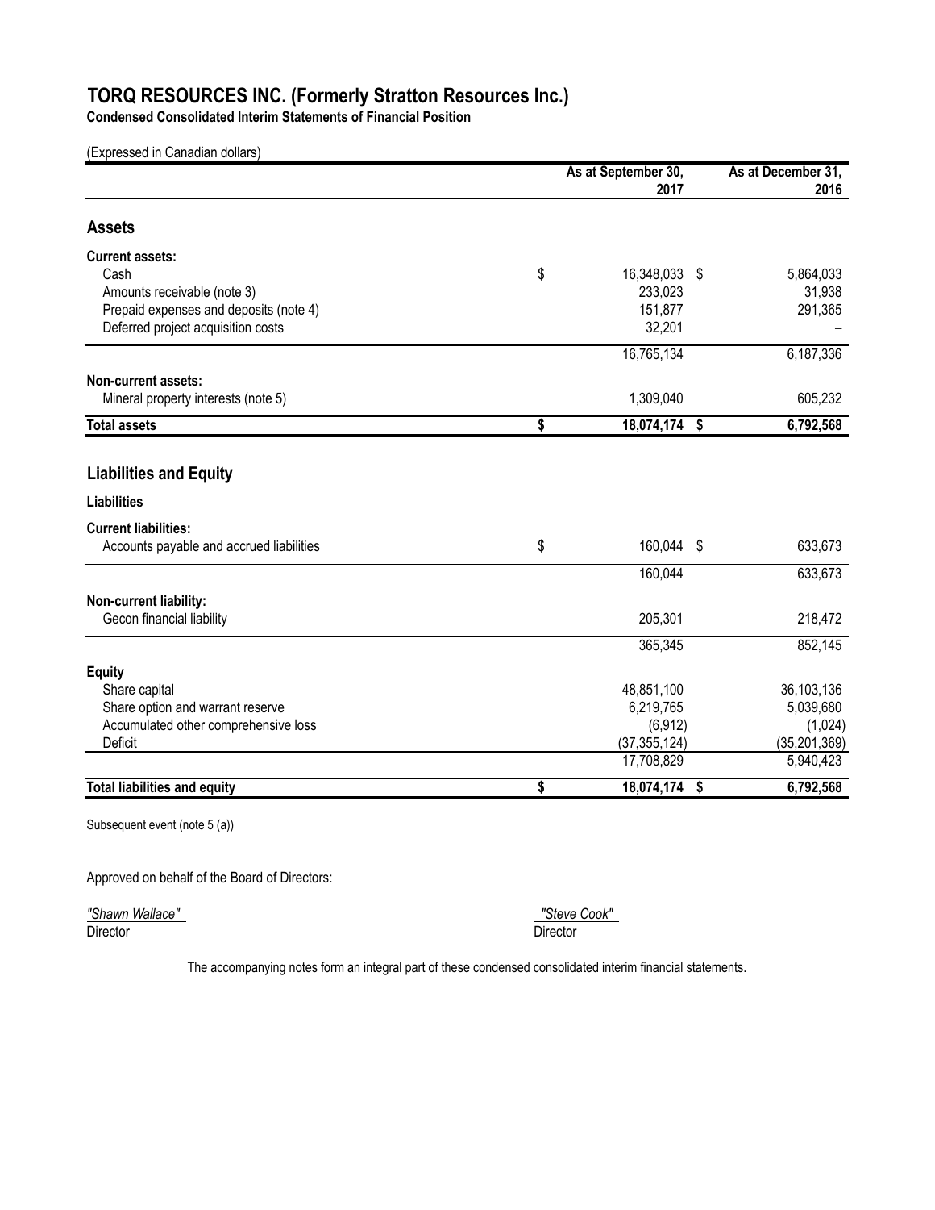# TORQ RESOURCES INC. (Formerly Stratton Resources Inc.)

**Condensed Consolidated Interim Statements of Financial Position**

(Expressed in Canadian dollars)

| | As at September 30, 2017 | As at December 31, 2016 |
|---|---|---|
| **Assets** | | |
| **Current assets:** | | |
| Cash | $ 16,348,033 | $ 5,864,033 |
| Amounts receivable (note 3) | 233,023 | 31,938 |
| Prepaid expenses and deposits (note 4) | 151,877 | 291,365 |
| Deferred project acquisition costs | 32,201 | – |
| | 16,765,134 | 6,187,336 |
| **Non-current assets:** | | |
| Mineral property interests (note 5) | 1,309,040 | 605,232 |
| **Total assets** | **$ 18,074,174** | **$ 6,792,568** |
| **Liabilities and Equity** | | |
| **Liabilities** | | |
| **Current liabilities:** | | |
| Accounts payable and accrued liabilities | $ 160,044 | $ 633,673 |
| | 160,044 | 633,673 |
| **Non-current liability:** | | |
| Gecon financial liability | 205,301 | 218,472 |
| | 365,345 | 852,145 |
| **Equity** | | |
| Share capital | 48,851,100 | 36,103,136 |
| Share option and warrant reserve | 6,219,765 | 5,039,680 |
| Accumulated other comprehensive loss | (6,912) | (1,024) |
| Deficit | (37,355,124) | (35,201,369) |
| | 17,708,829 | 5,940,423 |
| **Total liabilities and equity** | **$ 18,074,174** | **$ 6,792,568** |

Subsequent event (note 5 (a))

Approved on behalf of the Board of Directors:

*"Shawn Wallace"*
Director

*"Steve Cook"*
Director

The accompanying notes form an integral part of these condensed consolidated interim financial statements.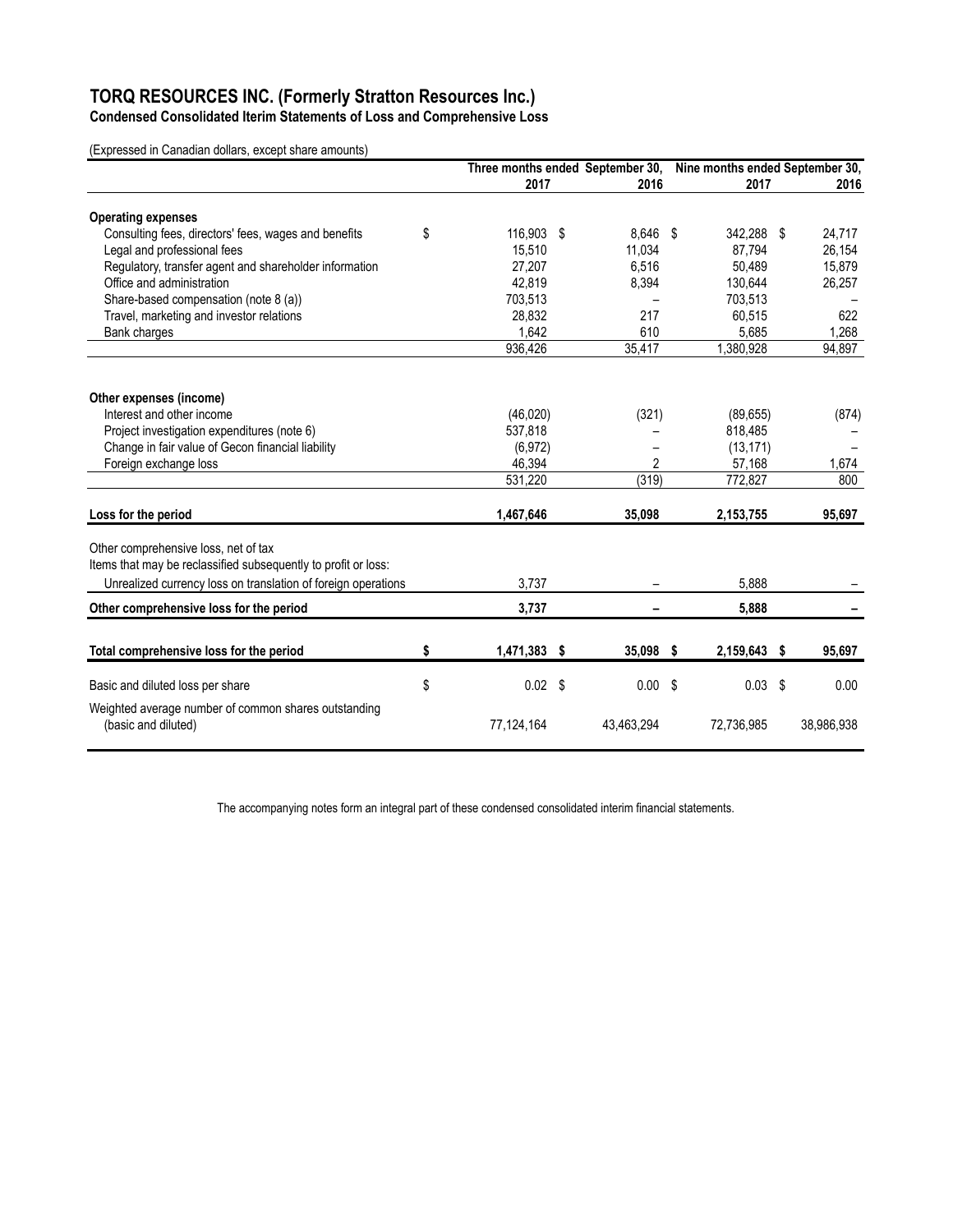# TORQ RESOURCES INC. (Formerly Stratton Resources Inc.)

**Condensed Consolidated Iterim Statements of Loss and Comprehensive Loss**

(Expressed in Canadian dollars, except share amounts)

| | Three months ended September 30, 2017 | Three months ended September 30, 2016 | Nine months ended September 30, 2017 | Nine months ended September 30, 2016 |
|---|---|---|---|---|
| **Operating expenses** | | | | |
| Consulting fees, directors' fees, wages and benefits | $ 116,903 | $ 8,646 | $ 342,288 | $ 24,717 |
| Legal and professional fees | 15,510 | 11,034 | 87,794 | 26,154 |
| Regulatory, transfer agent and shareholder information | 27,207 | 6,516 | 50,489 | 15,879 |
| Office and administration | 42,819 | 8,394 | 130,644 | 26,257 |
| Share-based compensation (note 8 (a)) | 703,513 | – | 703,513 | – |
| Travel, marketing and investor relations | 28,832 | 217 | 60,515 | 622 |
| Bank charges | 1,642 | 610 | 5,685 | 1,268 |
| | 936,426 | 35,417 | 1,380,928 | 94,897 |
| **Other expenses (income)** | | | | |
| Interest and other income | (46,020) | (321) | (89,655) | (874) |
| Project investigation expenditures (note 6) | 537,818 | – | 818,485 | – |
| Change in fair value of Gecon financial liability | (6,972) | – | (13,171) | – |
| Foreign exchange loss | 46,394 | 2 | 57,168 | 1,674 |
| | 531,220 | (319) | 772,827 | 800 |
| **Loss for the period** | **1,467,646** | **35,098** | **2,153,755** | **95,697** |
| Other comprehensive loss, net of tax | | | | |
| Items that may be reclassified subsequently to profit or loss: | | | | |
| Unrealized currency loss on translation of foreign operations | 3,737 | – | 5,888 | – |
| **Other comprehensive loss for the period** | **3,737** | **–** | **5,888** | **–** |
| **Total comprehensive loss for the period** | **$ 1,471,383** | **$ 35,098** | **$ 2,159,643** | **$ 95,697** |
| Basic and diluted loss per share | $ 0.02 | $ 0.00 | $ 0.03 | $ 0.00 |
| Weighted average number of common shares outstanding (basic and diluted) | 77,124,164 | 43,463,294 | 72,736,985 | 38,986,938 |

The accompanying notes form an integral part of these condensed consolidated interim financial statements.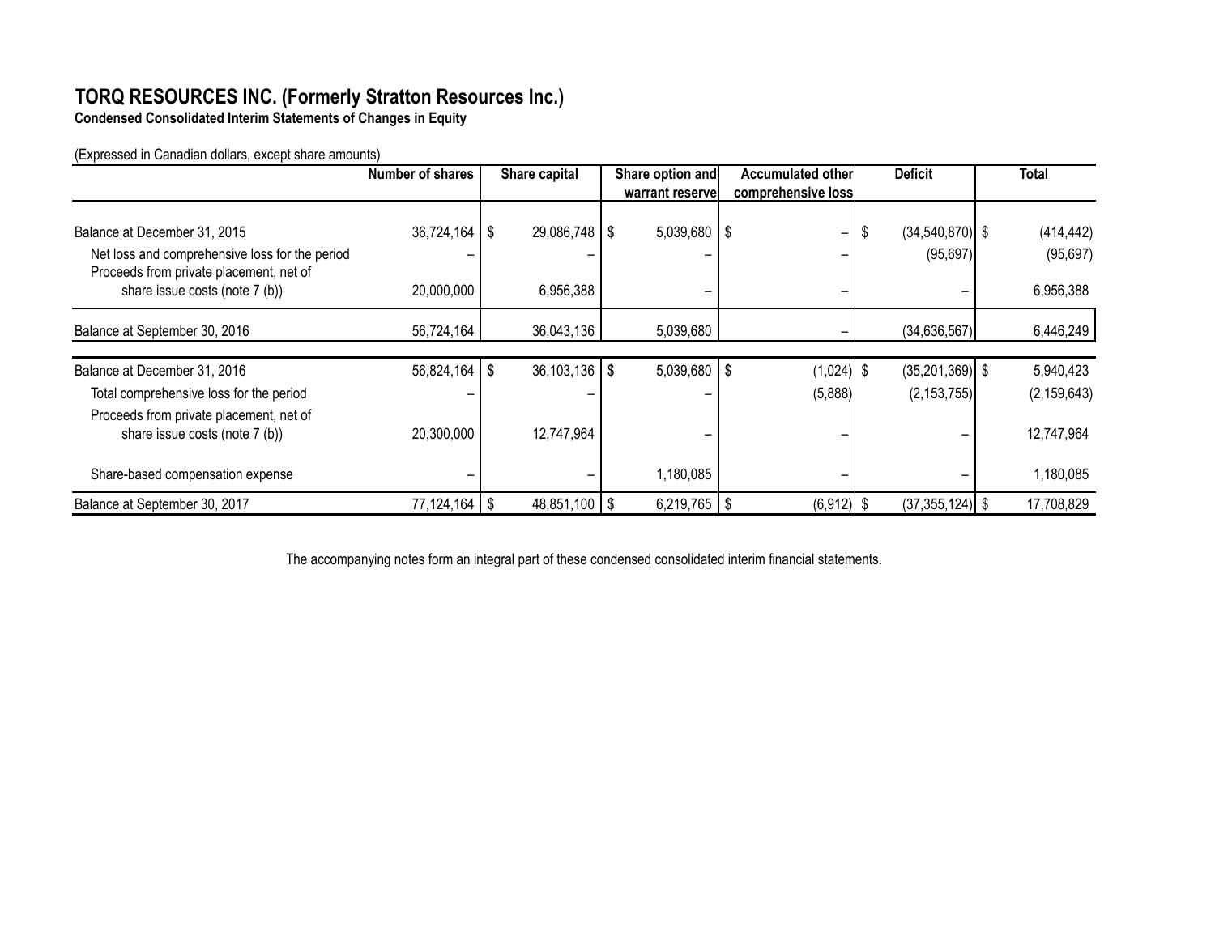# TORQ RESOURCES INC. (Formerly Stratton Resources Inc.)

**Condensed Consolidated Interim Statements of Changes in Equity**

(Expressed in Canadian dollars, except share amounts)

| | Number of shares | Share capital | Share option and warrant reserve | Accumulated other comprehensive loss | Deficit | Total |
|---|---|---|---|---|---|---|
| Balance at December 31, 2015 | 36,724,164 | $ 29,086,748 | $ 5,039,680 | $ – | $ (34,540,870) | $ (414,442) |
| Net loss and comprehensive loss for the period | – | – | – | – | (95,697) | (95,697) |
| Proceeds from private placement, net of share issue costs (note 7 (b)) | 20,000,000 | 6,956,388 | – | – | – | 6,956,388 |
| Balance at September 30, 2016 | 56,724,164 | 36,043,136 | 5,039,680 | – | (34,636,567) | 6,446,249 |
| Balance at December 31, 2016 | 56,824,164 | $ 36,103,136 | $ 5,039,680 | $ (1,024) | $ (35,201,369) | $ 5,940,423 |
| Total comprehensive loss for the period | – | – | – | (5,888) | (2,153,755) | (2,159,643) |
| Proceeds from private placement, net of share issue costs (note 7 (b)) | 20,300,000 | 12,747,964 | – | – | – | 12,747,964 |
| Share-based compensation expense | – | – | 1,180,085 | – | – | 1,180,085 |
| Balance at September 30, 2017 | 77,124,164 | $ 48,851,100 | $ 6,219,765 | $ (6,912) | $ (37,355,124) | $ 17,708,829 |

The accompanying notes form an integral part of these condensed consolidated interim financial statements.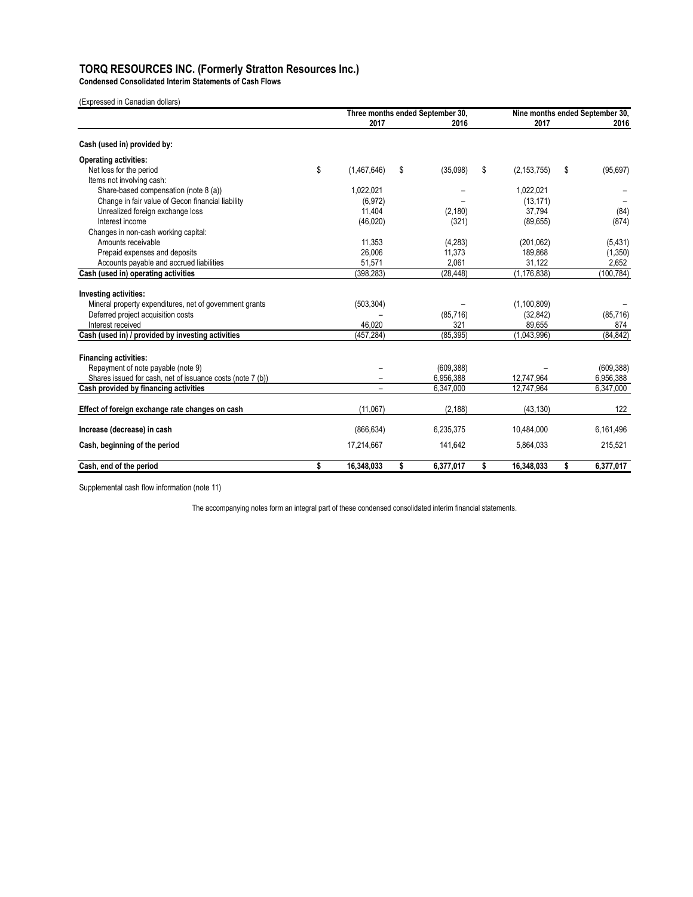# TORQ RESOURCES INC. (Formerly Stratton Resources Inc.)

**Condensed Consolidated Interim Statements of Cash Flows**

(Expressed in Canadian dollars)

| | Three months ended September 30, | | Nine months ended September 30, | |
|---|---|---|---|---|
| | 2017 | 2016 | 2017 | 2016 |
| **Cash (used in) provided by:** | | | | |
| **Operating activities:** | | | | |
| Net loss for the period | $ (1,467,646) | $ (35,098) | $ (2,153,755) | $ (95,697) |
| Items not involving cash: | | | | |
| Share-based compensation (note 8 (a)) | 1,022,021 | – | 1,022,021 | – |
| Change in fair value of Gecon financial liability | (6,972) | – | (13,171) | – |
| Unrealized foreign exchange loss | 11,404 | (2,180) | 37,794 | (84) |
| Interest income | (46,020) | (321) | (89,655) | (874) |
| Changes in non-cash working capital: | | | | |
| Amounts receivable | 11,353 | (4,283) | (201,062) | (5,431) |
| Prepaid expenses and deposits | 26,006 | 11,373 | 189,868 | (1,350) |
| Accounts payable and accrued liabilities | 51,571 | 2,061 | 31,122 | 2,652 |
| **Cash (used in) operating activities** | (398,283) | (28,448) | (1,176,838) | (100,784) |
| **Investing activities:** | | | | |
| Mineral property expenditures, net of government grants | (503,304) | – | (1,100,809) | – |
| Deferred project acquisition costs | – | (85,716) | (32,842) | (85,716) |
| Interest received | 46,020 | 321 | 89,655 | 874 |
| **Cash (used in) / provided by investing activities** | (457,284) | (85,395) | (1,043,996) | (84,842) |
| **Financing activities:** | | | | |
| Repayment of note payable (note 9) | – | (609,388) | – | (609,388) |
| Shares issued for cash, net of issuance costs (note 7 (b)) | – | 6,956,388 | 12,747,964 | 6,956,388 |
| **Cash provided by financing activities** | – | 6,347,000 | 12,747,964 | 6,347,000 |
| **Effect of foreign exchange rate changes on cash** | (11,067) | (2,188) | (43,130) | 122 |
| **Increase (decrease) in cash** | (866,634) | 6,235,375 | 10,484,000 | 6,161,496 |
| **Cash, beginning of the period** | 17,214,667 | 141,642 | 5,864,033 | 215,521 |
| **Cash, end of the period** | **$ 16,348,033** | **$ 6,377,017** | **$ 16,348,033** | **$ 6,377,017** |

Supplemental cash flow information (note 11)

The accompanying notes form an integral part of these condensed consolidated interim financial statements.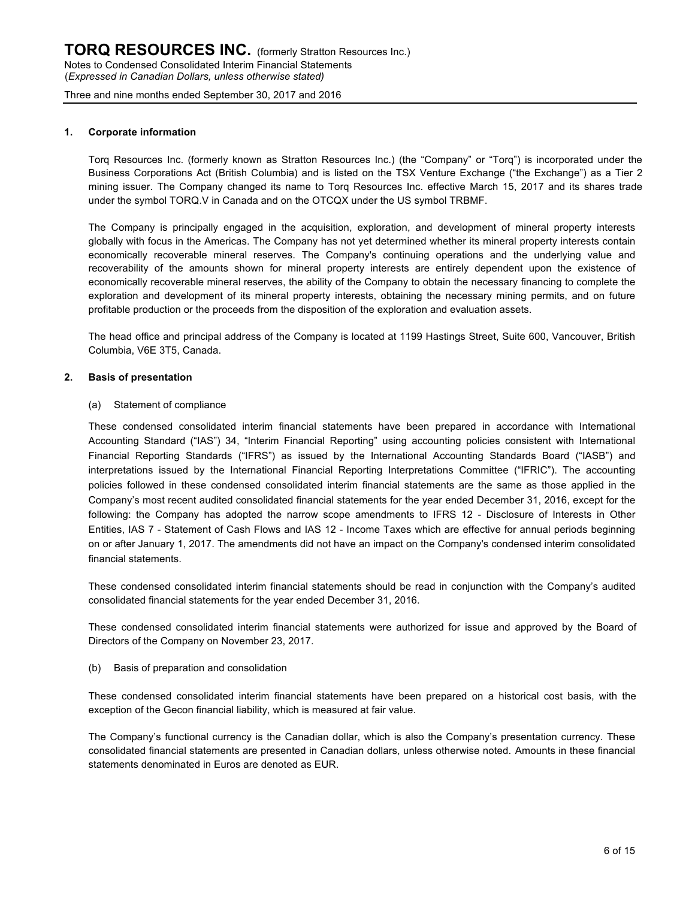## 1. Corporate information

Torq Resources Inc. (formerly known as Stratton Resources Inc.) (the "Company" or "Torq") is incorporated under the Business Corporations Act (British Columbia) and is listed on the TSX Venture Exchange ("the Exchange") as a Tier 2 mining issuer. The Company changed its name to Torq Resources Inc. effective March 15, 2017 and its shares trade under the symbol TORQ.V in Canada and on the OTCQX under the US symbol TRBMF.

The Company is principally engaged in the acquisition, exploration, and development of mineral property interests globally with focus in the Americas. The Company has not yet determined whether its mineral property interests contain economically recoverable mineral reserves. The Company's continuing operations and the underlying value and recoverability of the amounts shown for mineral property interests are entirely dependent upon the existence of economically recoverable mineral reserves, the ability of the Company to obtain the necessary financing to complete the exploration and development of its mineral property interests, obtaining the necessary mining permits, and on future profitable production or the proceeds from the disposition of the exploration and evaluation assets.

The head office and principal address of the Company is located at 1199 Hastings Street, Suite 600, Vancouver, British Columbia, V6E 3T5, Canada.

## 2. Basis of presentation

### (a) Statement of compliance

These condensed consolidated interim financial statements have been prepared in accordance with International Accounting Standard ("IAS") 34, "Interim Financial Reporting" using accounting policies consistent with International Financial Reporting Standards ("IFRS") as issued by the International Accounting Standards Board ("IASB") and interpretations issued by the International Financial Reporting Interpretations Committee ("IFRIC"). The accounting policies followed in these condensed consolidated interim financial statements are the same as those applied in the Company's most recent audited consolidated financial statements for the year ended December 31, 2016, except for the following: the Company has adopted the narrow scope amendments to IFRS 12 - Disclosure of Interests in Other Entities, IAS 7 - Statement of Cash Flows and IAS 12 - Income Taxes which are effective for annual periods beginning on or after January 1, 2017. The amendments did not have an impact on the Company's condensed interim consolidated financial statements.

These condensed consolidated interim financial statements should be read in conjunction with the Company's audited consolidated financial statements for the year ended December 31, 2016.

These condensed consolidated interim financial statements were authorized for issue and approved by the Board of Directors of the Company on November 23, 2017.

### (b) Basis of preparation and consolidation

These condensed consolidated interim financial statements have been prepared on a historical cost basis, with the exception of the Gecon financial liability, which is measured at fair value.

The Company's functional currency is the Canadian dollar, which is also the Company's presentation currency. These consolidated financial statements are presented in Canadian dollars, unless otherwise noted. Amounts in these financial statements denominated in Euros are denoted as EUR.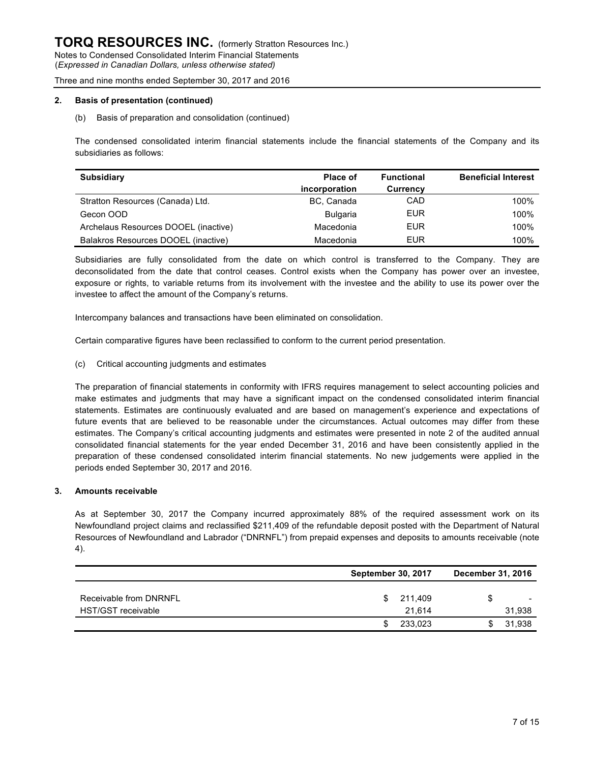## 2. Basis of presentation (continued)

(b) Basis of preparation and consolidation (continued)

The condensed consolidated interim financial statements include the financial statements of the Company and its subsidiaries as follows:

| Subsidiary | Place of incorporation | Functional Currency | Beneficial Interest |
|---|---|---|---|
| Stratton Resources (Canada) Ltd. | BC, Canada | CAD | 100% |
| Gecon OOD | Bulgaria | EUR | 100% |
| Archelaus Resources DOOEL (inactive) | Macedonia | EUR | 100% |
| Balakros Resources DOOEL (inactive) | Macedonia | EUR | 100% |

Subsidiaries are fully consolidated from the date on which control is transferred to the Company. They are deconsolidated from the date that control ceases. Control exists when the Company has power over an investee, exposure or rights, to variable returns from its involvement with the investee and the ability to use its power over the investee to affect the amount of the Company's returns.

Intercompany balances and transactions have been eliminated on consolidation.

Certain comparative figures have been reclassified to conform to the current period presentation.

(c) Critical accounting judgments and estimates

The preparation of financial statements in conformity with IFRS requires management to select accounting policies and make estimates and judgments that may have a significant impact on the condensed consolidated interim financial statements. Estimates are continuously evaluated and are based on management's experience and expectations of future events that are believed to be reasonable under the circumstances. Actual outcomes may differ from these estimates. The Company's critical accounting judgments and estimates were presented in note 2 of the audited annual consolidated financial statements for the year ended December 31, 2016 and have been consistently applied in the preparation of these condensed consolidated interim financial statements. No new judgements were applied in the periods ended September 30, 2017 and 2016.

## 3. Amounts receivable

As at September 30, 2017 the Company incurred approximately 88% of the required assessment work on its Newfoundland project claims and reclassified $211,409 of the refundable deposit posted with the Department of Natural Resources of Newfoundland and Labrador ("DNRNFL") from prepaid expenses and deposits to amounts receivable (note 4).

| | September 30, 2017 | December 31, 2016 |
|---|---|---|
| Receivable from DNRNFL | $ 211,409 | $ - |
| HST/GST receivable | 21,614 | 31,938 |
| | $ 233,023 | $ 31,938 |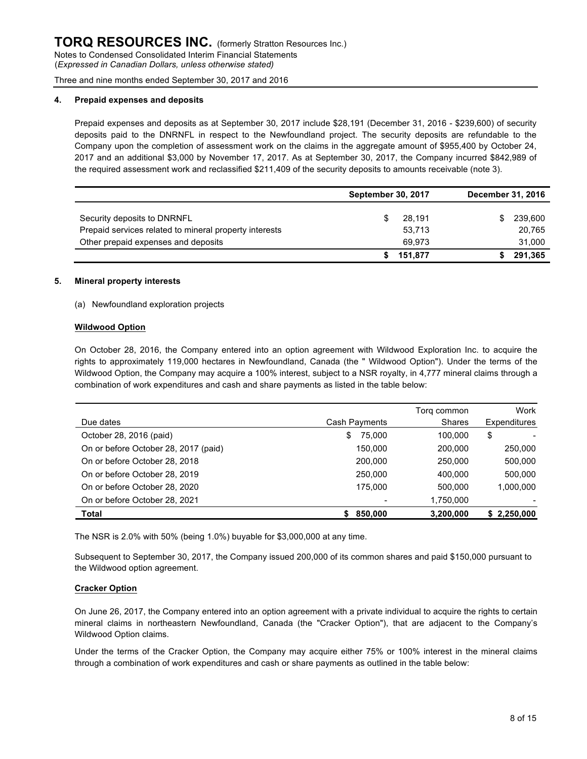## 4. Prepaid expenses and deposits

Prepaid expenses and deposits as at September 30, 2017 include $28,191 (December 31, 2016 - $239,600) of security deposits paid to the DNRNFL in respect to the Newfoundland project. The security deposits are refundable to the Company upon the completion of assessment work on the claims in the aggregate amount of $955,400 by October 24, 2017 and an additional $3,000 by November 17, 2017. As at September 30, 2017, the Company incurred $842,989 of the required assessment work and reclassified $211,409 of the security deposits to amounts receivable (note 3).

| | September 30, 2017 | December 31, 2016 |
|---|---|---|
| Security deposits to DNRNFL | $ 28,191 | $ 239,600 |
| Prepaid services related to mineral property interests | 53,713 | 20,765 |
| Other prepaid expenses and deposits | 69,973 | 31,000 |
| | **$ 151,877** | **$ 291,365** |

## 5. Mineral property interests

(a) Newfoundland exploration projects

**Wildwood Option**

On October 28, 2016, the Company entered into an option agreement with Wildwood Exploration Inc. to acquire the rights to approximately 119,000 hectares in Newfoundland, Canada (the " Wildwood Option"). Under the terms of the Wildwood Option, the Company may acquire a 100% interest, subject to a NSR royalty, in 4,777 mineral claims through a combination of work expenditures and cash and share payments as listed in the table below:

| Due dates | Cash Payments | Torq common Shares | Work Expenditures |
|---|---|---|---|
| October 28, 2016 (paid) | $ 75,000 | 100,000 | $ - |
| On or before October 28, 2017 (paid) | 150,000 | 200,000 | 250,000 |
| On or before October 28, 2018 | 200,000 | 250,000 | 500,000 |
| On or before October 28, 2019 | 250,000 | 400,000 | 500,000 |
| On or before October 28, 2020 | 175,000 | 500,000 | 1,000,000 |
| On or before October 28, 2021 | - | 1,750,000 | - |
| **Total** | **$ 850,000** | **3,200,000** | **$ 2,250,000** |

The NSR is 2.0% with 50% (being 1.0%) buyable for $3,000,000 at any time.

Subsequent to September 30, 2017, the Company issued 200,000 of its common shares and paid $150,000 pursuant to the Wildwood option agreement.

**Cracker Option**

On June 26, 2017, the Company entered into an option agreement with a private individual to acquire the rights to certain mineral claims in northeastern Newfoundland, Canada (the "Cracker Option"), that are adjacent to the Company's Wildwood Option claims.

Under the terms of the Cracker Option, the Company may acquire either 75% or 100% interest in the mineral claims through a combination of work expenditures and cash or share payments as outlined in the table below: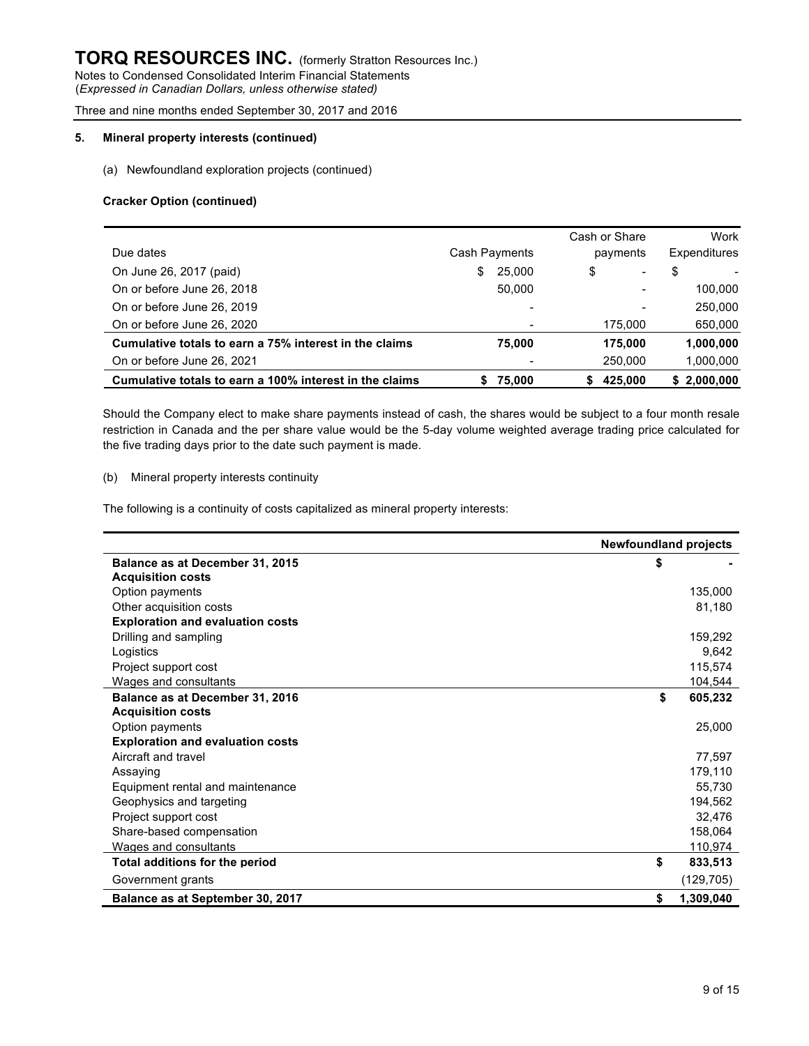### 5. Mineral property interests (continued)

(a) Newfoundland exploration projects (continued)

**Cracker Option (continued)**

| Due dates | Cash Payments | Cash or Share payments | Work Expenditures |
|---|---|---|---|
| On June 26, 2017 (paid) | $ 25,000 | $ - | $ - |
| On or before June 26, 2018 | 50,000 | - | 100,000 |
| On or before June 26, 2019 | - | - | 250,000 |
| On or before June 26, 2020 | - | 175,000 | 650,000 |
| **Cumulative totals to earn a 75% interest in the claims** | **75,000** | **175,000** | **1,000,000** |
| On or before June 26, 2021 | - | 250,000 | 1,000,000 |
| **Cumulative totals to earn a 100% interest in the claims** | **$ 75,000** | **$ 425,000** | **$ 2,000,000** |

Should the Company elect to make share payments instead of cash, the shares would be subject to a four month resale restriction in Canada and the per share value would be the 5-day volume weighted average trading price calculated for the five trading days prior to the date such payment is made.

(b) Mineral property interests continuity

The following is a continuity of costs capitalized as mineral property interests:

| | **Newfoundland projects** |
|---|---|
| **Balance as at December 31, 2015** | $ - |
| **Acquisition costs** | |
| Option payments | 135,000 |
| Other acquisition costs | 81,180 |
| **Exploration and evaluation costs** | |
| Drilling and sampling | 159,292 |
| Logistics | 9,642 |
| Project support cost | 115,574 |
| Wages and consultants | 104,544 |
| **Balance as at December 31, 2016** | **$ 605,232** |
| **Acquisition costs** | |
| Option payments | 25,000 |
| **Exploration and evaluation costs** | |
| Aircraft and travel | 77,597 |
| Assaying | 179,110 |
| Equipment rental and maintenance | 55,730 |
| Geophysics and targeting | 194,562 |
| Project support cost | 32,476 |
| Share-based compensation | 158,064 |
| Wages and consultants | 110,974 |
| **Total additions for the period** | **$ 833,513** |
| Government grants | (129,705) |
| **Balance as at September 30, 2017** | **$ 1,309,040** |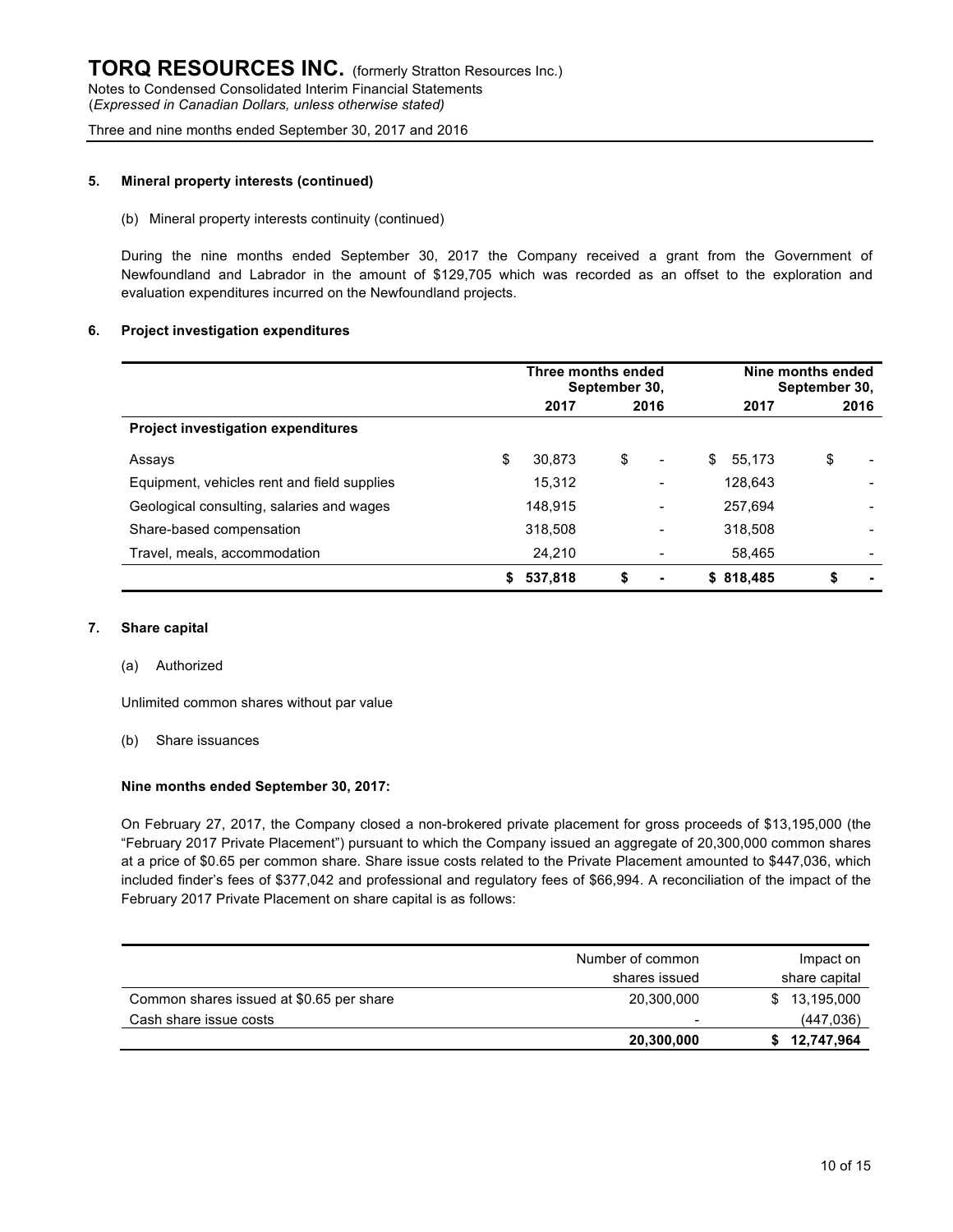### 5. Mineral property interests (continued)

(b) Mineral property interests continuity (continued)

During the nine months ended September 30, 2017 the Company received a grant from the Government of Newfoundland and Labrador in the amount of $129,705 which was recorded as an offset to the exploration and evaluation expenditures incurred on the Newfoundland projects.

### 6. Project investigation expenditures

| | Three months ended September 30, | | Nine months ended September 30, | |
|---|---|---|---|---|
| | 2017 | 2016 | 2017 | 2016 |
| **Project investigation expenditures** | | | | |
| Assays | $ 30,873 | $ - | $ 55,173 | $ - |
| Equipment, vehicles rent and field supplies | 15,312 | - | 128,643 | - |
| Geological consulting, salaries and wages | 148,915 | - | 257,694 | - |
| Share-based compensation | 318,508 | - | 318,508 | - |
| Travel, meals, accommodation | 24,210 | - | 58,465 | - |
| | **$ 537,818** | **$ -** | **$ 818,485** | **$ -** |

### 7. Share capital

(a) Authorized

Unlimited common shares without par value

(b) Share issuances

**Nine months ended September 30, 2017:**

On February 27, 2017, the Company closed a non-brokered private placement for gross proceeds of $13,195,000 (the "February 2017 Private Placement") pursuant to which the Company issued an aggregate of 20,300,000 common shares at a price of $0.65 per common share. Share issue costs related to the Private Placement amounted to $447,036, which included finder's fees of $377,042 and professional and regulatory fees of $66,994. A reconciliation of the impact of the February 2017 Private Placement on share capital is as follows:

| | Number of common shares issued | Impact on share capital |
|---|---|---|
| Common shares issued at $0.65 per share | 20,300,000 | $ 13,195,000 |
| Cash share issue costs | - | (447,036) |
| | **20,300,000** | **$ 12,747,964** |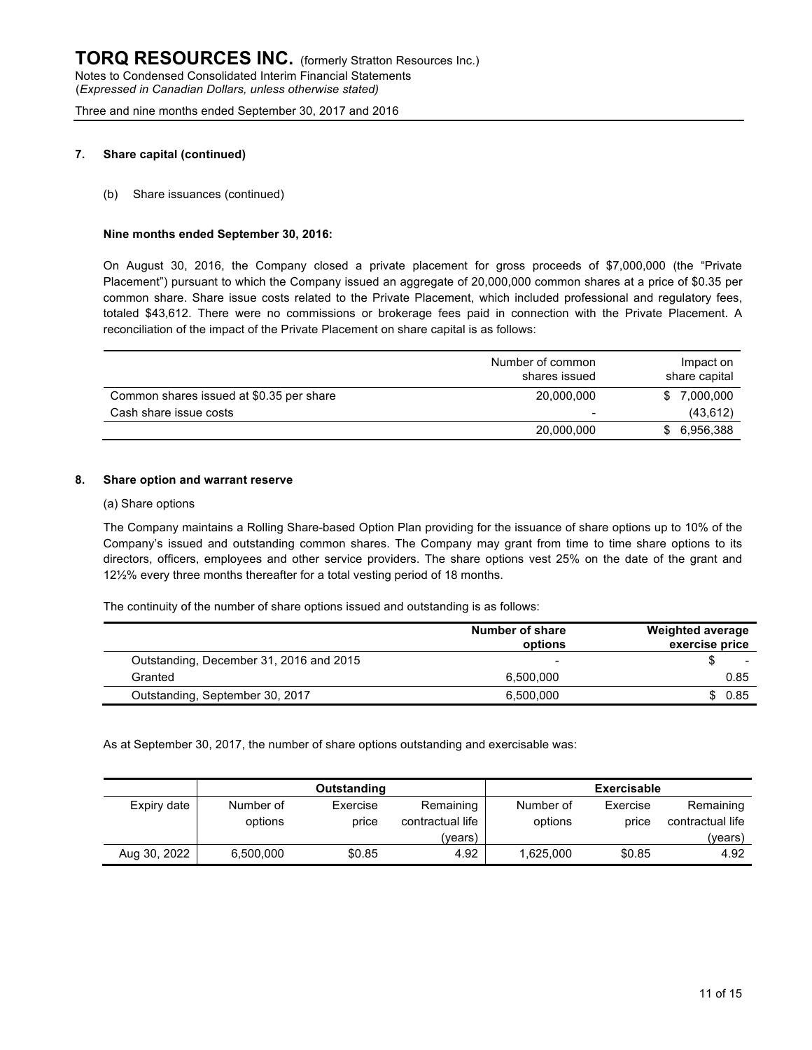## 7. Share capital (continued)

(b) Share issuances (continued)

**Nine months ended September 30, 2016:**

On August 30, 2016, the Company closed a private placement for gross proceeds of $7,000,000 (the "Private Placement") pursuant to which the Company issued an aggregate of 20,000,000 common shares at a price of $0.35 per common share. Share issue costs related to the Private Placement, which included professional and regulatory fees, totaled $43,612. There were no commissions or brokerage fees paid in connection with the Private Placement. A reconciliation of the impact of the Private Placement on share capital is as follows:

| | Number of common shares issued | Impact on share capital |
|---|---|---|
| Common shares issued at $0.35 per share | 20,000,000 | $ 7,000,000 |
| Cash share issue costs | - | (43,612) |
| | 20,000,000 | $ 6,956,388 |

## 8. Share option and warrant reserve

(a) Share options

The Company maintains a Rolling Share-based Option Plan providing for the issuance of share options up to 10% of the Company's issued and outstanding common shares. The Company may grant from time to time share options to its directors, officers, employees and other service providers. The share options vest 25% on the date of the grant and 12½% every three months thereafter for a total vesting period of 18 months.

The continuity of the number of share options issued and outstanding is as follows:

| | **Number of share options** | **Weighted average exercise price** |
|---|---|---|
| Outstanding, December 31, 2016 and 2015 | - | $ - |
| Granted | 6,500,000 | 0.85 |
| Outstanding, September 30, 2017 | 6,500,000 | $ 0.85 |

As at September 30, 2017, the number of share options outstanding and exercisable was:

| | **Outstanding** | | | **Exercisable** | | |
|---|---|---|---|---|---|---|
| Expiry date | Number of options | Exercise price | Remaining contractual life (years) | Number of options | Exercise price | Remaining contractual life (years) |
| Aug 30, 2022 | 6,500,000 | $0.85 | 4.92 | 1,625,000 | $0.85 | 4.92 |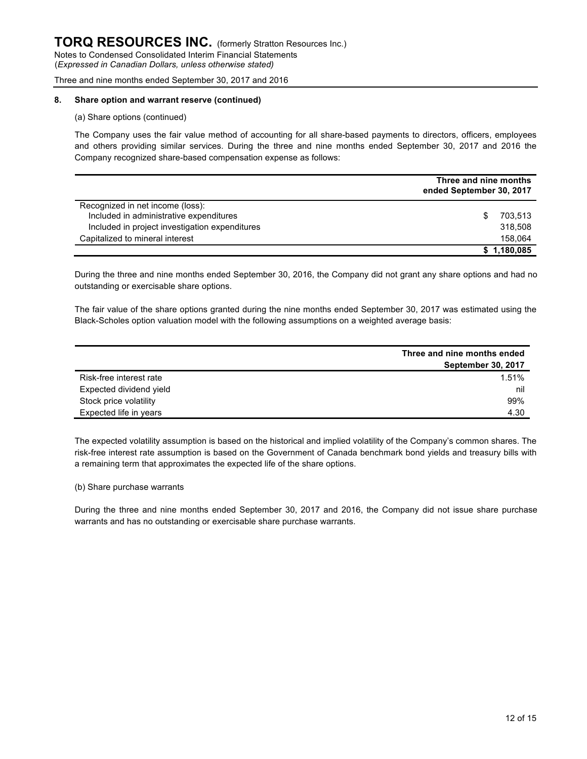### 8. Share option and warrant reserve (continued)

(a) Share options (continued)

The Company uses the fair value method of accounting for all share-based payments to directors, officers, employees and others providing similar services. During the three and nine months ended September 30, 2017 and 2016 the Company recognized share-based compensation expense as follows:

| | Three and nine months ended September 30, 2017 |
|---|---|
| Recognized in net income (loss): | |
| Included in administrative expenditures | $ 703,513 |
| Included in project investigation expenditures | 318,508 |
| Capitalized to mineral interest | 158,064 |
| | **$ 1,180,085** |

During the three and nine months ended September 30, 2016, the Company did not grant any share options and had no outstanding or exercisable share options.

The fair value of the share options granted during the nine months ended September 30, 2017 was estimated using the Black-Scholes option valuation model with the following assumptions on a weighted average basis:

| | Three and nine months ended September 30, 2017 |
|---|---|
| Risk-free interest rate | 1.51% |
| Expected dividend yield | nil |
| Stock price volatility | 99% |
| Expected life in years | 4.30 |

The expected volatility assumption is based on the historical and implied volatility of the Company's common shares. The risk-free interest rate assumption is based on the Government of Canada benchmark bond yields and treasury bills with a remaining term that approximates the expected life of the share options.

(b) Share purchase warrants

During the three and nine months ended September 30, 2017 and 2016, the Company did not issue share purchase warrants and has no outstanding or exercisable share purchase warrants.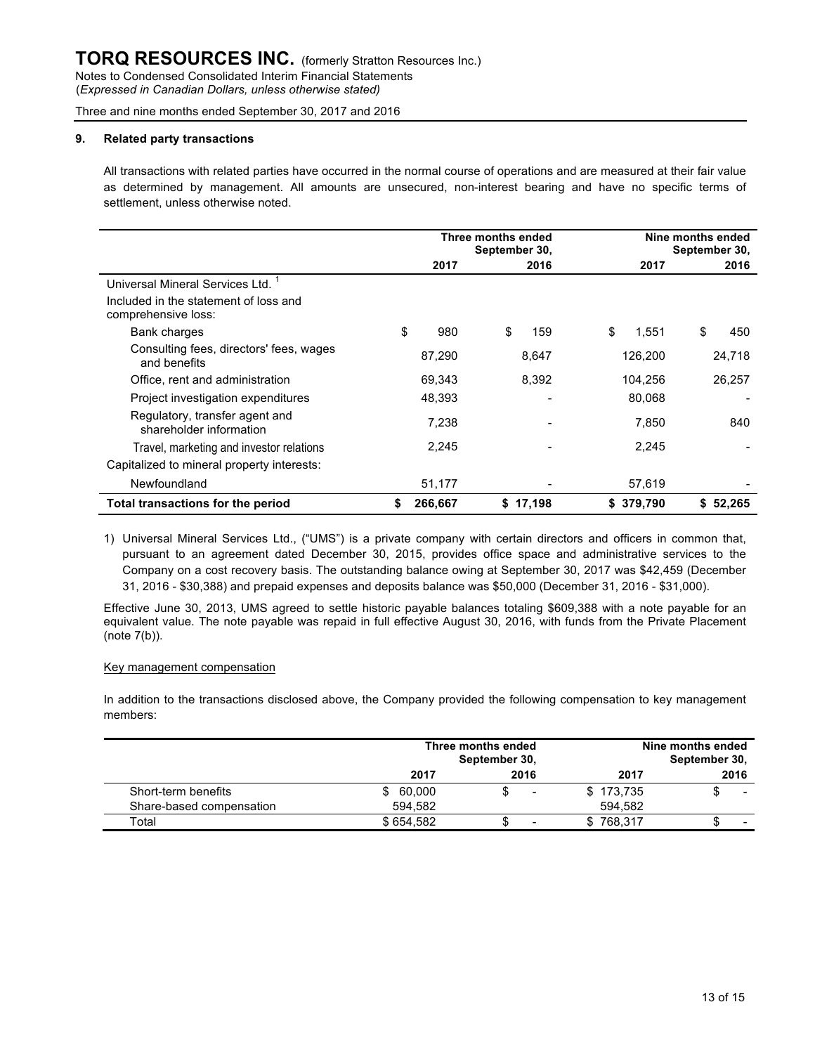## 9. Related party transactions

All transactions with related parties have occurred in the normal course of operations and are measured at their fair value as determined by management. All amounts are unsecured, non-interest bearing and have no specific terms of settlement, unless otherwise noted.

| | Three months ended September 30, | | Nine months ended September 30, | |
|---|---|---|---|---|
| | 2017 | 2016 | 2017 | 2016 |
| Universal Mineral Services Ltd. [1] | | | | |
| Included in the statement of loss and comprehensive loss: | | | | |
| Bank charges | $ 980 | $ 159 | $ 1,551 | $ 450 |
| Consulting fees, directors' fees, wages and benefits | 87,290 | 8,647 | 126,200 | 24,718 |
| Office, rent and administration | 69,343 | 8,392 | 104,256 | 26,257 |
| Project investigation expenditures | 48,393 | - | 80,068 | - |
| Regulatory, transfer agent and shareholder information | 7,238 | - | 7,850 | 840 |
| Travel, marketing and investor relations | 2,245 | - | 2,245 | - |
| Capitalized to mineral property interests: | | | | |
| Newfoundland | 51,177 | - | 57,619 | - |
| **Total transactions for the period** | **$ 266,667** | **$ 17,198** | **$ 379,790** | **$ 52,265** |

1) Universal Mineral Services Ltd., ("UMS") is a private company with certain directors and officers in common that, pursuant to an agreement dated December 30, 2015, provides office space and administrative services to the Company on a cost recovery basis. The outstanding balance owing at September 30, 2017 was $42,459 (December 31, 2016 - $30,388) and prepaid expenses and deposits balance was $50,000 (December 31, 2016 - $31,000).

Effective June 30, 2013, UMS agreed to settle historic payable balances totaling $609,388 with a note payable for an equivalent value. The note payable was repaid in full effective August 30, 2016, with funds from the Private Placement (note 7(b)).

Key management compensation

In addition to the transactions disclosed above, the Company provided the following compensation to key management members:

| | Three months ended September 30, | | Nine months ended September 30, | |
|---|---|---|---|---|
| | 2017 | 2016 | 2017 | 2016 |
| Short-term benefits | $ 60,000 | $ - | $ 173,735 | $ - |
| Share-based compensation | 594,582 | | 594,582 | |
| Total | $ 654,582 | $ - | $ 768,317 | $ - |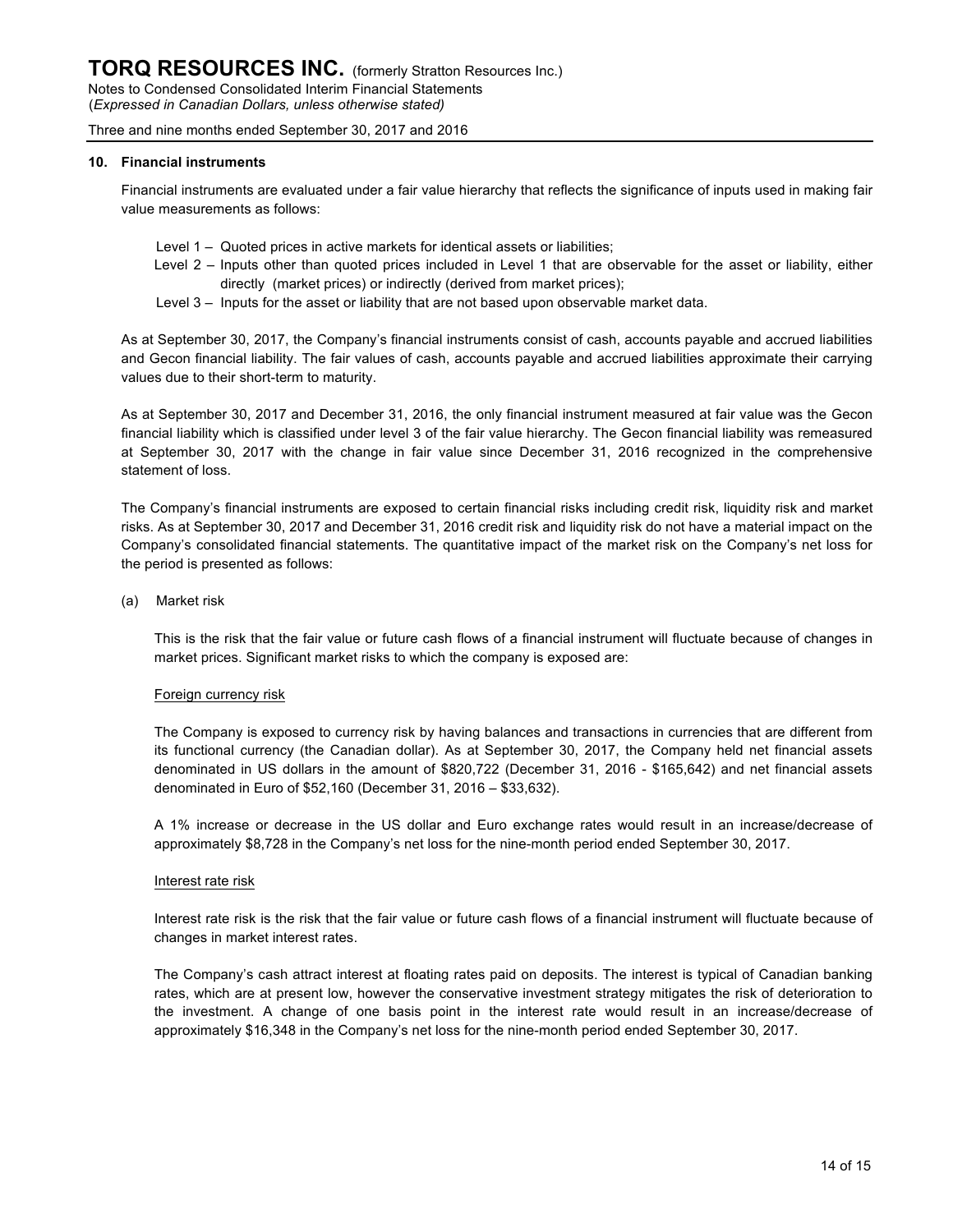## 10. Financial instruments

Financial instruments are evaluated under a fair value hierarchy that reflects the significance of inputs used in making fair value measurements as follows:

- Level 1 – Quoted prices in active markets for identical assets or liabilities;
- Level 2 – Inputs other than quoted prices included in Level 1 that are observable for the asset or liability, either directly (market prices) or indirectly (derived from market prices);
- Level 3 – Inputs for the asset or liability that are not based upon observable market data.

As at September 30, 2017, the Company's financial instruments consist of cash, accounts payable and accrued liabilities and Gecon financial liability. The fair values of cash, accounts payable and accrued liabilities approximate their carrying values due to their short-term to maturity.

As at September 30, 2017 and December 31, 2016, the only financial instrument measured at fair value was the Gecon financial liability which is classified under level 3 of the fair value hierarchy. The Gecon financial liability was remeasured at September 30, 2017 with the change in fair value since December 31, 2016 recognized in the comprehensive statement of loss.

The Company's financial instruments are exposed to certain financial risks including credit risk, liquidity risk and market risks. As at September 30, 2017 and December 31, 2016 credit risk and liquidity risk do not have a material impact on the Company's consolidated financial statements. The quantitative impact of the market risk on the Company's net loss for the period is presented as follows:

(a) Market risk

This is the risk that the fair value or future cash flows of a financial instrument will fluctuate because of changes in market prices. Significant market risks to which the company is exposed are:

Foreign currency risk

The Company is exposed to currency risk by having balances and transactions in currencies that are different from its functional currency (the Canadian dollar). As at September 30, 2017, the Company held net financial assets denominated in US dollars in the amount of $820,722 (December 31, 2016 - $165,642) and net financial assets denominated in Euro of $52,160 (December 31, 2016 – $33,632).

A 1% increase or decrease in the US dollar and Euro exchange rates would result in an increase/decrease of approximately $8,728 in the Company's net loss for the nine-month period ended September 30, 2017.

Interest rate risk

Interest rate risk is the risk that the fair value or future cash flows of a financial instrument will fluctuate because of changes in market interest rates.

The Company's cash attract interest at floating rates paid on deposits. The interest is typical of Canadian banking rates, which are at present low, however the conservative investment strategy mitigates the risk of deterioration to the investment. A change of one basis point in the interest rate would result in an increase/decrease of approximately $16,348 in the Company's net loss for the nine-month period ended September 30, 2017.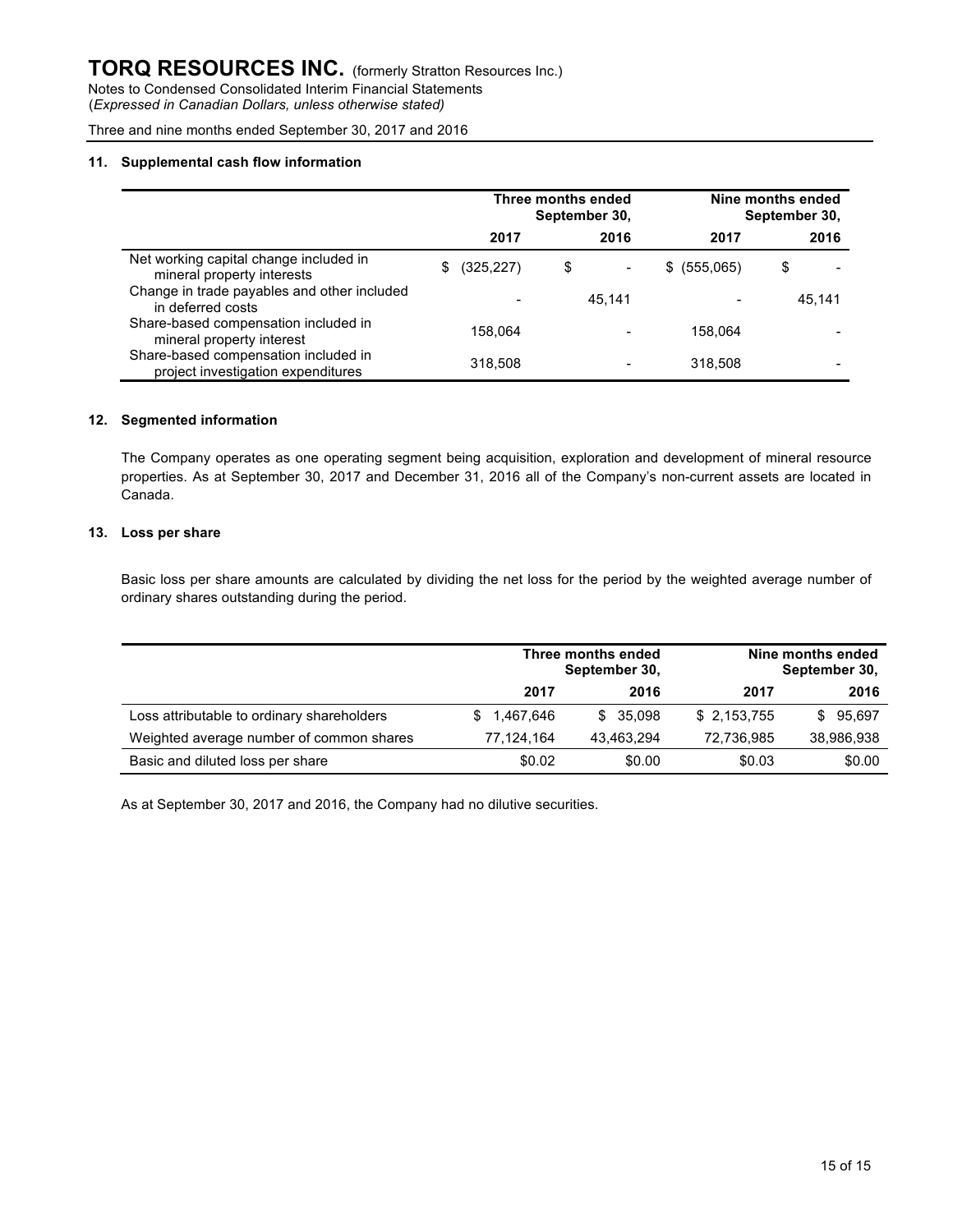# TORQ RESOURCES INC. (formerly Stratton Resources Inc.)

Notes to Condensed Consolidated Interim Financial Statements
(*Expressed in Canadian Dollars, unless otherwise stated)*

Three and nine months ended September 30, 2017 and 2016

### 11. Supplemental cash flow information

| | Three months ended September 30, | | Nine months ended September 30, | |
|---|---|---|---|---|
| | **2017** | **2016** | **2017** | **2016** |
| Net working capital change included in mineral property interests | $ (325,227) | $ - | $ (555,065) | $ - |
| Change in trade payables and other included in deferred costs | - | 45,141 | - | 45,141 |
| Share-based compensation included in mineral property interest | 158,064 | - | 158,064 | - |
| Share-based compensation included in project investigation expenditures | 318,508 | - | 318,508 | - |

### 12. Segmented information

The Company operates as one operating segment being acquisition, exploration and development of mineral resource properties. As at September 30, 2017 and December 31, 2016 all of the Company's non-current assets are located in Canada.

### 13. Loss per share

Basic loss per share amounts are calculated by dividing the net loss for the period by the weighted average number of ordinary shares outstanding during the period.

| | Three months ended September 30, | | Nine months ended September 30, | |
|---|---|---|---|---|
| | **2017** | **2016** | **2017** | **2016** |
| Loss attributable to ordinary shareholders | $ 1,467,646 | $ 35,098 | $ 2,153,755 | $ 95,697 |
| Weighted average number of common shares | 77,124,164 | 43,463,294 | 72,736,985 | 38,986,938 |
| Basic and diluted loss per share | $0.02 | $0.00 | $0.03 | $0.00 |

As at September 30, 2017 and 2016, the Company had no dilutive securities.